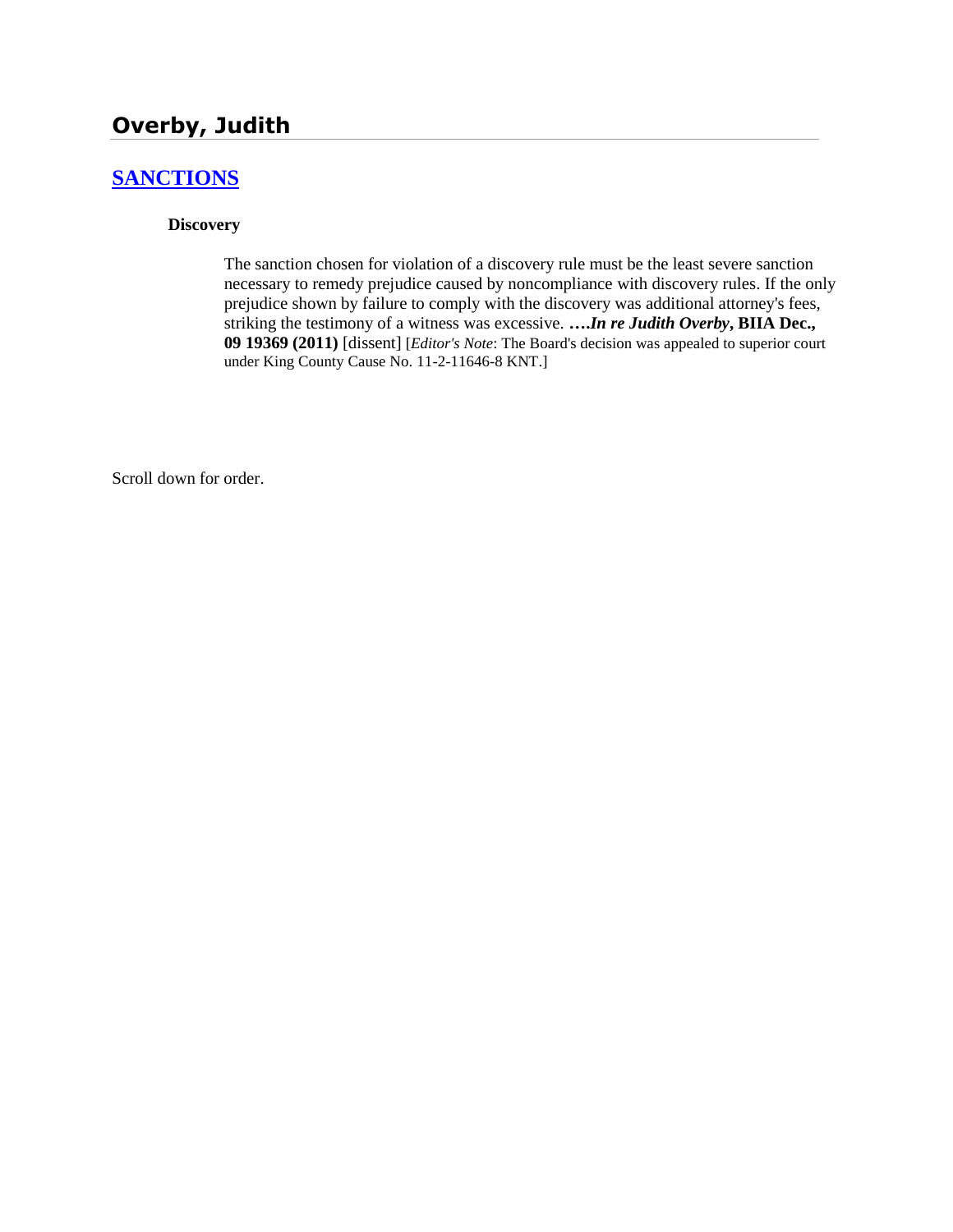# Overby, Judith

## SANCTIONS

### Discovery

The sanction chosen for violation of a discovery rule must be the least severe sanction necessary to remedy prejudice caused by noncompliance with discovery rules. If the only prejudice shown by failure to comply with the discovery was additional attorney's fees, striking the testimony of a witness was excessive. ***….In re Judith Overby*, BIIA Dec., 09 19369 (2011)** [dissent] [*Editor's Note*: The Board's decision was appealed to superior court under King County Cause No. 11-2-11646-8 KNT.]

Scroll down for order.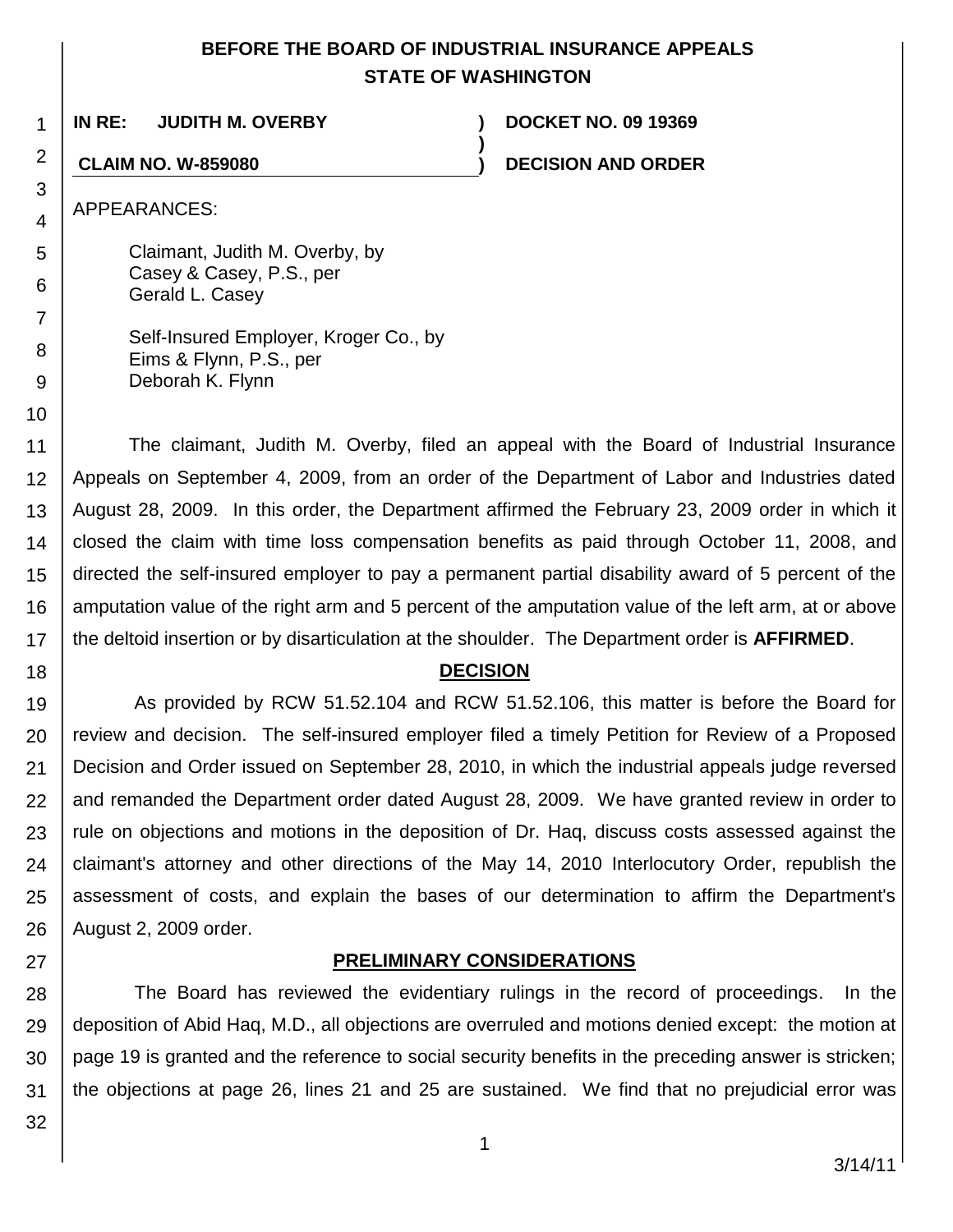# BEFORE THE BOARD OF INDUSTRIAL INSURANCE APPEALS
# STATE OF WASHINGTON

**IN RE: JUDITH M. OVERBY** ) **DOCKET NO. 09 19369**
)
**CLAIM NO. W-859080** ) **DECISION AND ORDER**

APPEARANCES:

Claimant, Judith M. Overby, by
Casey & Casey, P.S., per
Gerald L. Casey

Self-Insured Employer, Kroger Co., by
Eims & Flynn, P.S., per
Deborah K. Flynn

The claimant, Judith M. Overby, filed an appeal with the Board of Industrial Insurance Appeals on September 4, 2009, from an order of the Department of Labor and Industries dated August 28, 2009. In this order, the Department affirmed the February 23, 2009 order in which it closed the claim with time loss compensation benefits as paid through October 11, 2008, and directed the self-insured employer to pay a permanent partial disability award of 5 percent of the amputation value of the right arm and 5 percent of the amputation value of the left arm, at or above the deltoid insertion or by disarticulation at the shoulder. The Department order is **AFFIRMED**.

## DECISION

As provided by RCW 51.52.104 and RCW 51.52.106, this matter is before the Board for review and decision. The self-insured employer filed a timely Petition for Review of a Proposed Decision and Order issued on September 28, 2010, in which the industrial appeals judge reversed and remanded the Department order dated August 28, 2009. We have granted review in order to rule on objections and motions in the deposition of Dr. Haq, discuss costs assessed against the claimant's attorney and other directions of the May 14, 2010 Interlocutory Order, republish the assessment of costs, and explain the bases of our determination to affirm the Department's August 2, 2009 order.

## PRELIMINARY CONSIDERATIONS

The Board has reviewed the evidentiary rulings in the record of proceedings. In the deposition of Abid Haq, M.D., all objections are overruled and motions denied except: the motion at page 19 is granted and the reference to social security benefits in the preceding answer is stricken; the objections at page 26, lines 21 and 25 are sustained. We find that no prejudicial error was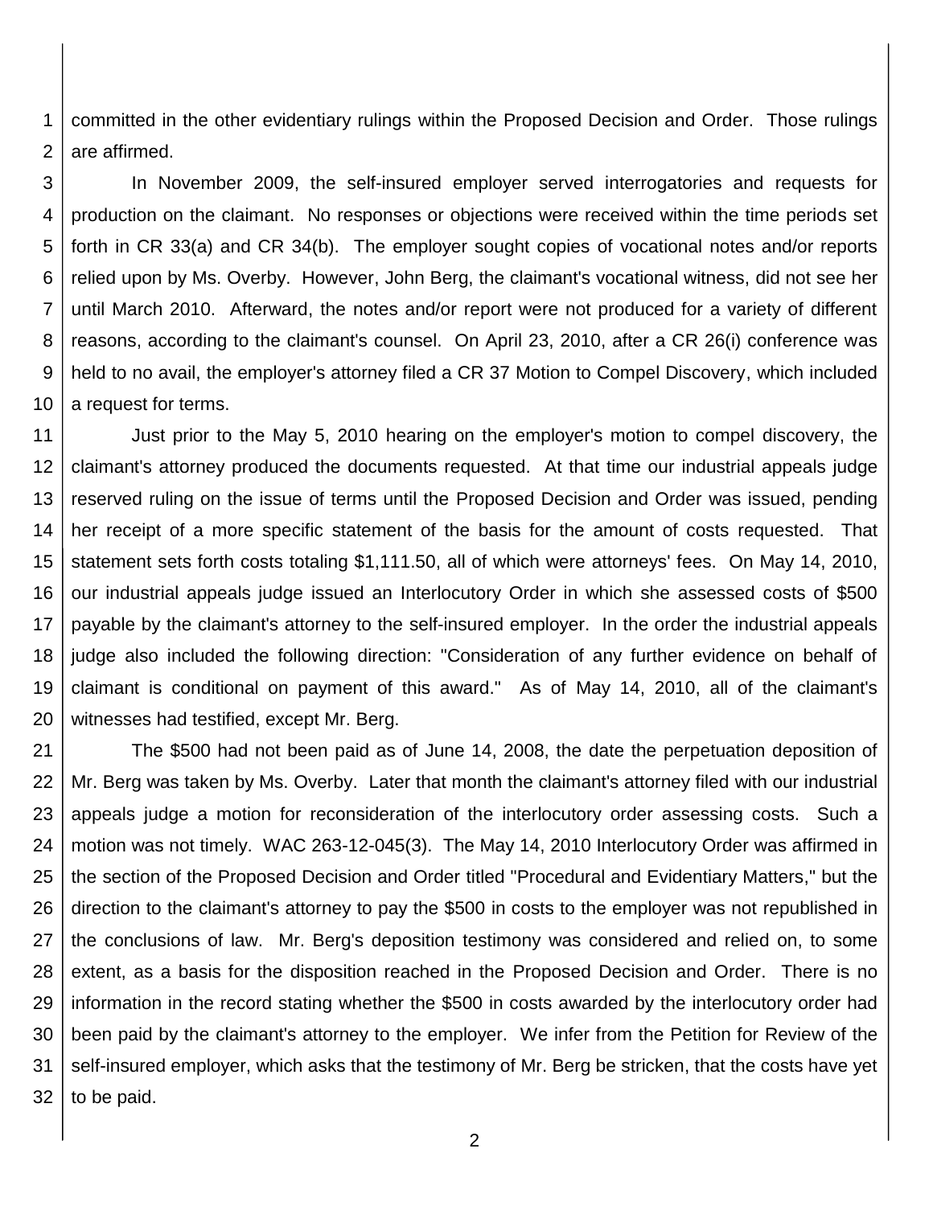committed in the other evidentiary rulings within the Proposed Decision and Order. Those rulings are affirmed.

In November 2009, the self-insured employer served interrogatories and requests for production on the claimant. No responses or objections were received within the time periods set forth in CR 33(a) and CR 34(b). The employer sought copies of vocational notes and/or reports relied upon by Ms. Overby. However, John Berg, the claimant's vocational witness, did not see her until March 2010. Afterward, the notes and/or report were not produced for a variety of different reasons, according to the claimant's counsel. On April 23, 2010, after a CR 26(i) conference was held to no avail, the employer's attorney filed a CR 37 Motion to Compel Discovery, which included a request for terms.

Just prior to the May 5, 2010 hearing on the employer's motion to compel discovery, the claimant's attorney produced the documents requested. At that time our industrial appeals judge reserved ruling on the issue of terms until the Proposed Decision and Order was issued, pending her receipt of a more specific statement of the basis for the amount of costs requested. That statement sets forth costs totaling $1,111.50, all of which were attorneys' fees. On May 14, 2010, our industrial appeals judge issued an Interlocutory Order in which she assessed costs of $500 payable by the claimant's attorney to the self-insured employer. In the order the industrial appeals judge also included the following direction: "Consideration of any further evidence on behalf of claimant is conditional on payment of this award." As of May 14, 2010, all of the claimant's witnesses had testified, except Mr. Berg.

The $500 had not been paid as of June 14, 2008, the date the perpetuation deposition of Mr. Berg was taken by Ms. Overby. Later that month the claimant's attorney filed with our industrial appeals judge a motion for reconsideration of the interlocutory order assessing costs. Such a motion was not timely. WAC 263-12-045(3). The May 14, 2010 Interlocutory Order was affirmed in the section of the Proposed Decision and Order titled "Procedural and Evidentiary Matters," but the direction to the claimant's attorney to pay the $500 in costs to the employer was not republished in the conclusions of law. Mr. Berg's deposition testimony was considered and relied on, to some extent, as a basis for the disposition reached in the Proposed Decision and Order. There is no information in the record stating whether the $500 in costs awarded by the interlocutory order had been paid by the claimant's attorney to the employer. We infer from the Petition for Review of the self-insured employer, which asks that the testimony of Mr. Berg be stricken, that the costs have yet to be paid.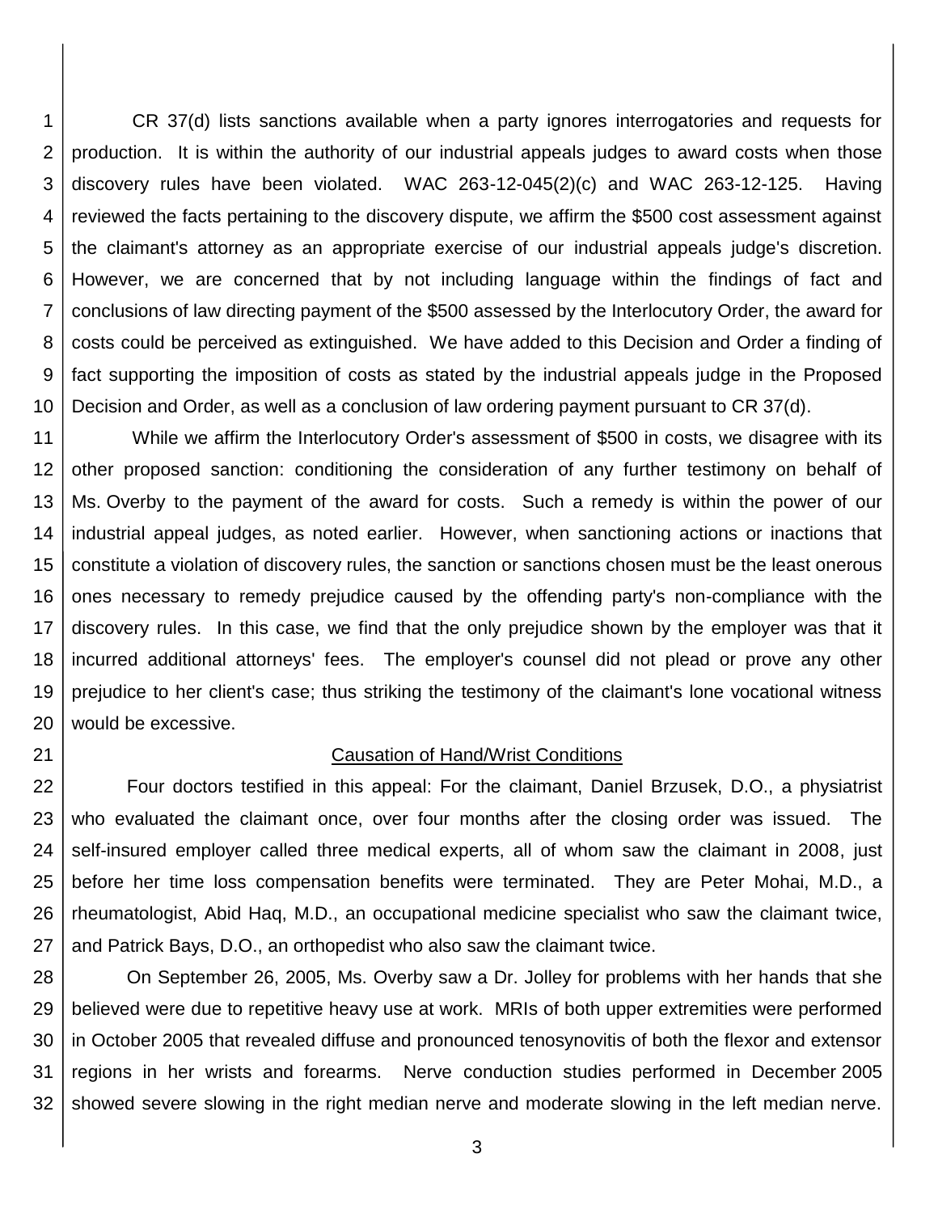CR 37(d) lists sanctions available when a party ignores interrogatories and requests for production. It is within the authority of our industrial appeals judges to award costs when those discovery rules have been violated. WAC 263-12-045(2)(c) and WAC 263-12-125. Having reviewed the facts pertaining to the discovery dispute, we affirm the $500 cost assessment against the claimant's attorney as an appropriate exercise of our industrial appeals judge's discretion. However, we are concerned that by not including language within the findings of fact and conclusions of law directing payment of the $500 assessed by the Interlocutory Order, the award for costs could be perceived as extinguished. We have added to this Decision and Order a finding of fact supporting the imposition of costs as stated by the industrial appeals judge in the Proposed Decision and Order, as well as a conclusion of law ordering payment pursuant to CR 37(d).

While we affirm the Interlocutory Order's assessment of $500 in costs, we disagree with its other proposed sanction: conditioning the consideration of any further testimony on behalf of Ms. Overby to the payment of the award for costs. Such a remedy is within the power of our industrial appeal judges, as noted earlier. However, when sanctioning actions or inactions that constitute a violation of discovery rules, the sanction or sanctions chosen must be the least onerous ones necessary to remedy prejudice caused by the offending party's non-compliance with the discovery rules. In this case, we find that the only prejudice shown by the employer was that it incurred additional attorneys' fees. The employer's counsel did not plead or prove any other prejudice to her client's case; thus striking the testimony of the claimant's lone vocational witness would be excessive.

## Causation of Hand/Wrist Conditions

Four doctors testified in this appeal: For the claimant, Daniel Brzusek, D.O., a physiatrist who evaluated the claimant once, over four months after the closing order was issued. The self-insured employer called three medical experts, all of whom saw the claimant in 2008, just before her time loss compensation benefits were terminated. They are Peter Mohai, M.D., a rheumatologist, Abid Haq, M.D., an occupational medicine specialist who saw the claimant twice, and Patrick Bays, D.O., an orthopedist who also saw the claimant twice.

On September 26, 2005, Ms. Overby saw a Dr. Jolley for problems with her hands that she believed were due to repetitive heavy use at work. MRIs of both upper extremities were performed in October 2005 that revealed diffuse and pronounced tenosynovitis of both the flexor and extensor regions in her wrists and forearms. Nerve conduction studies performed in December 2005 showed severe slowing in the right median nerve and moderate slowing in the left median nerve.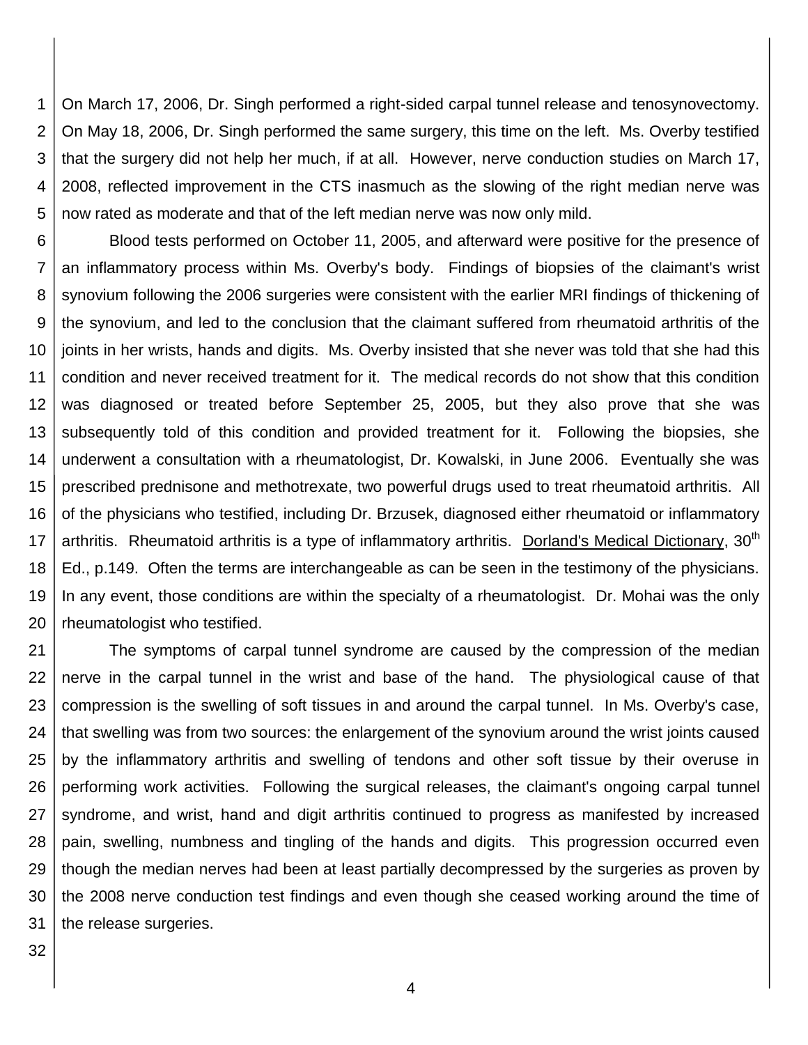On March 17, 2006, Dr. Singh performed a right-sided carpal tunnel release and tenosynovectomy. On May 18, 2006, Dr. Singh performed the same surgery, this time on the left. Ms. Overby testified that the surgery did not help her much, if at all. However, nerve conduction studies on March 17, 2008, reflected improvement in the CTS inasmuch as the slowing of the right median nerve was now rated as moderate and that of the left median nerve was now only mild.

Blood tests performed on October 11, 2005, and afterward were positive for the presence of an inflammatory process within Ms. Overby's body. Findings of biopsies of the claimant's wrist synovium following the 2006 surgeries were consistent with the earlier MRI findings of thickening of the synovium, and led to the conclusion that the claimant suffered from rheumatoid arthritis of the joints in her wrists, hands and digits. Ms. Overby insisted that she never was told that she had this condition and never received treatment for it. The medical records do not show that this condition was diagnosed or treated before September 25, 2005, but they also prove that she was subsequently told of this condition and provided treatment for it. Following the biopsies, she underwent a consultation with a rheumatologist, Dr. Kowalski, in June 2006. Eventually she was prescribed prednisone and methotrexate, two powerful drugs used to treat rheumatoid arthritis. All of the physicians who testified, including Dr. Brzusek, diagnosed either rheumatoid or inflammatory arthritis. Rheumatoid arthritis is a type of inflammatory arthritis. Dorland's Medical Dictionary, 30th Ed., p.149. Often the terms are interchangeable as can be seen in the testimony of the physicians. In any event, those conditions are within the specialty of a rheumatologist. Dr. Mohai was the only rheumatologist who testified.

The symptoms of carpal tunnel syndrome are caused by the compression of the median nerve in the carpal tunnel in the wrist and base of the hand. The physiological cause of that compression is the swelling of soft tissues in and around the carpal tunnel. In Ms. Overby's case, that swelling was from two sources: the enlargement of the synovium around the wrist joints caused by the inflammatory arthritis and swelling of tendons and other soft tissue by their overuse in performing work activities. Following the surgical releases, the claimant's ongoing carpal tunnel syndrome, and wrist, hand and digit arthritis continued to progress as manifested by increased pain, swelling, numbness and tingling of the hands and digits. This progression occurred even though the median nerves had been at least partially decompressed by the surgeries as proven by the 2008 nerve conduction test findings and even though she ceased working around the time of the release surgeries.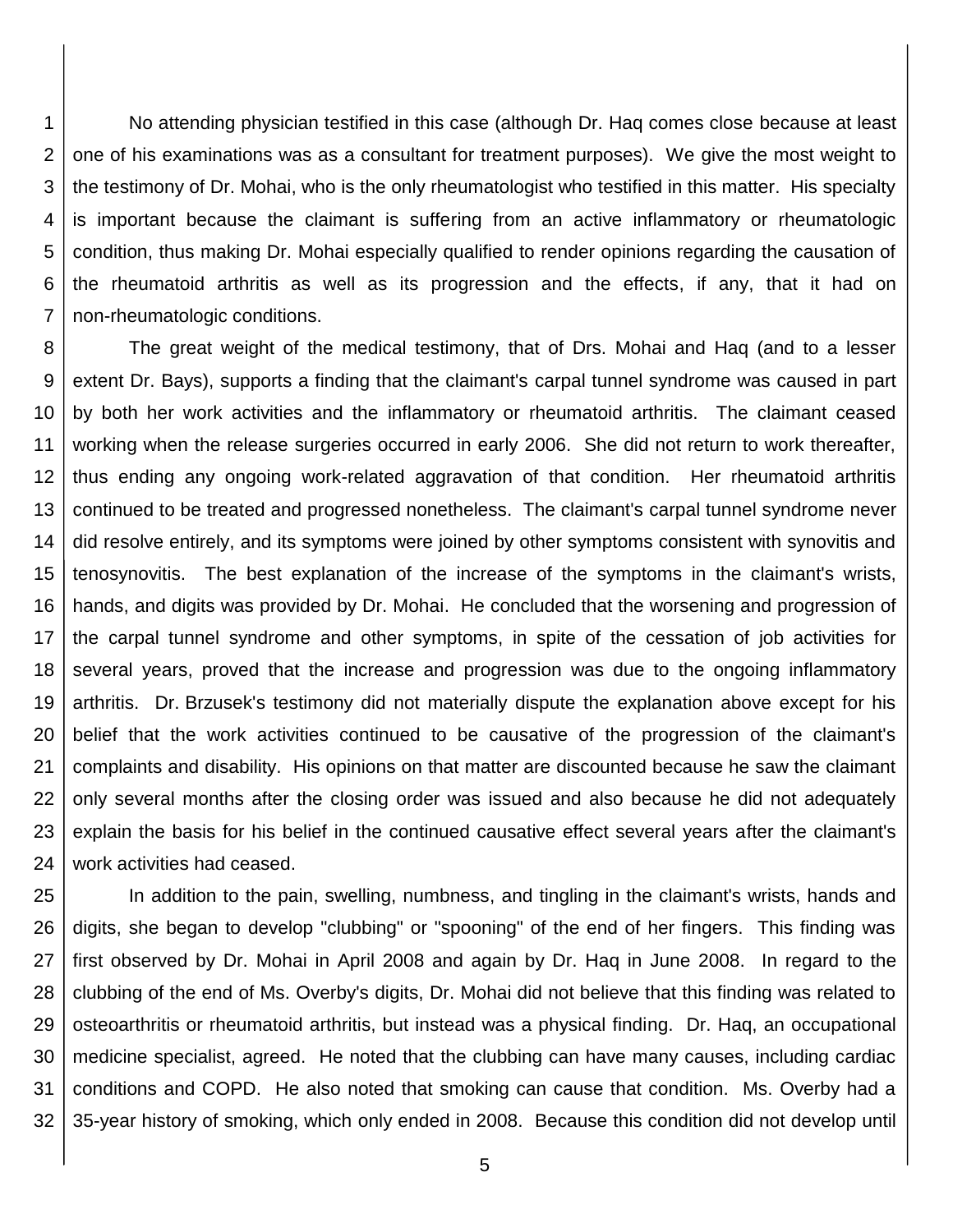No attending physician testified in this case (although Dr. Haq comes close because at least one of his examinations was as a consultant for treatment purposes). We give the most weight to the testimony of Dr. Mohai, who is the only rheumatologist who testified in this matter. His specialty is important because the claimant is suffering from an active inflammatory or rheumatologic condition, thus making Dr. Mohai especially qualified to render opinions regarding the causation of the rheumatoid arthritis as well as its progression and the effects, if any, that it had on non-rheumatologic conditions.

The great weight of the medical testimony, that of Drs. Mohai and Haq (and to a lesser extent Dr. Bays), supports a finding that the claimant's carpal tunnel syndrome was caused in part by both her work activities and the inflammatory or rheumatoid arthritis. The claimant ceased working when the release surgeries occurred in early 2006. She did not return to work thereafter, thus ending any ongoing work-related aggravation of that condition. Her rheumatoid arthritis continued to be treated and progressed nonetheless. The claimant's carpal tunnel syndrome never did resolve entirely, and its symptoms were joined by other symptoms consistent with synovitis and tenosynovitis. The best explanation of the increase of the symptoms in the claimant's wrists, hands, and digits was provided by Dr. Mohai. He concluded that the worsening and progression of the carpal tunnel syndrome and other symptoms, in spite of the cessation of job activities for several years, proved that the increase and progression was due to the ongoing inflammatory arthritis. Dr. Brzusek's testimony did not materially dispute the explanation above except for his belief that the work activities continued to be causative of the progression of the claimant's complaints and disability. His opinions on that matter are discounted because he saw the claimant only several months after the closing order was issued and also because he did not adequately explain the basis for his belief in the continued causative effect several years after the claimant's work activities had ceased.

In addition to the pain, swelling, numbness, and tingling in the claimant's wrists, hands and digits, she began to develop "clubbing" or "spooning" of the end of her fingers. This finding was first observed by Dr. Mohai in April 2008 and again by Dr. Haq in June 2008. In regard to the clubbing of the end of Ms. Overby's digits, Dr. Mohai did not believe that this finding was related to osteoarthritis or rheumatoid arthritis, but instead was a physical finding. Dr. Haq, an occupational medicine specialist, agreed. He noted that the clubbing can have many causes, including cardiac conditions and COPD. He also noted that smoking can cause that condition. Ms. Overby had a 35-year history of smoking, which only ended in 2008. Because this condition did not develop until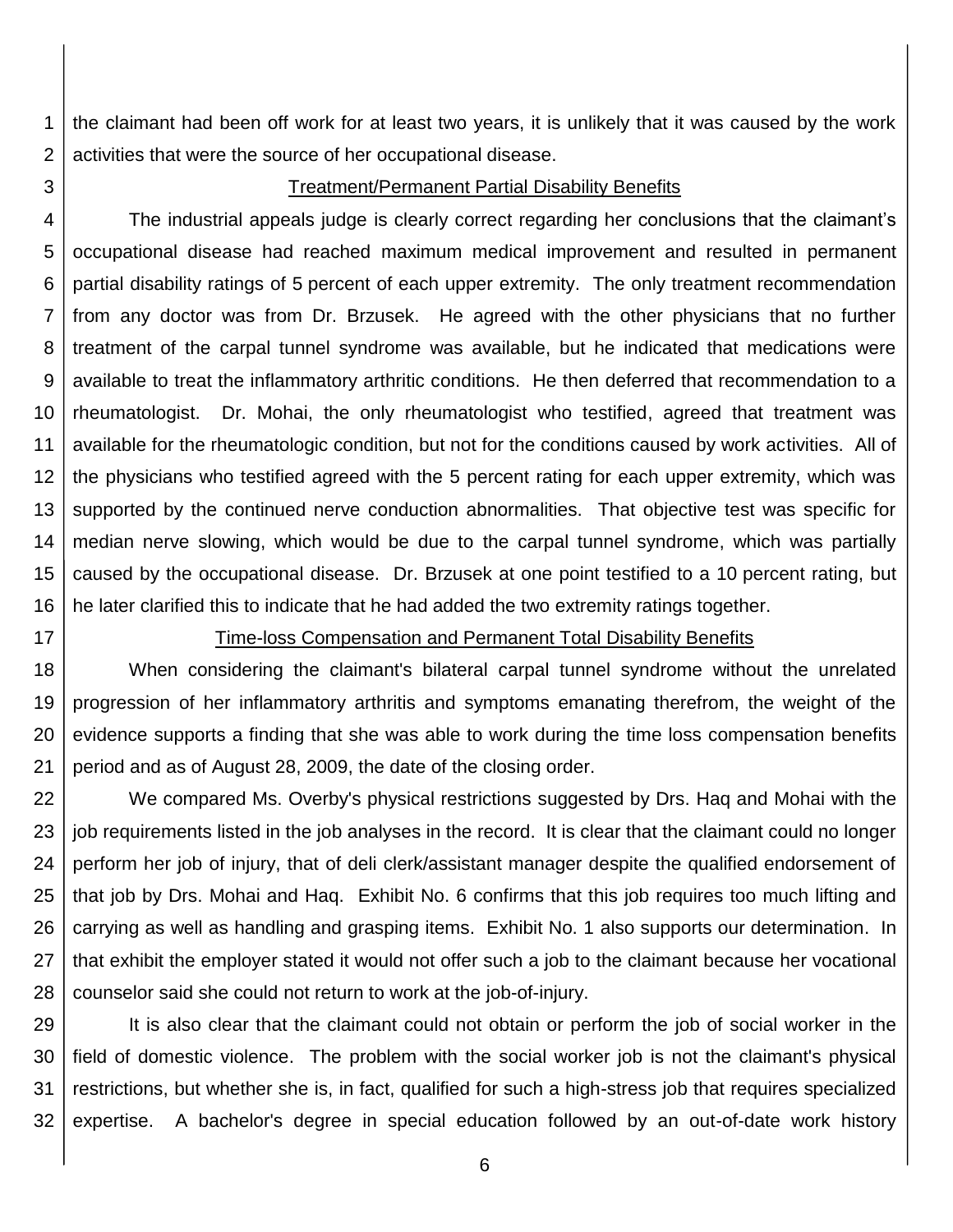the claimant had been off work for at least two years, it is unlikely that it was caused by the work activities that were the source of her occupational disease.

Treatment/Permanent Partial Disability Benefits

The industrial appeals judge is clearly correct regarding her conclusions that the claimant's occupational disease had reached maximum medical improvement and resulted in permanent partial disability ratings of 5 percent of each upper extremity. The only treatment recommendation from any doctor was from Dr. Brzusek. He agreed with the other physicians that no further treatment of the carpal tunnel syndrome was available, but he indicated that medications were available to treat the inflammatory arthritic conditions. He then deferred that recommendation to a rheumatologist. Dr. Mohai, the only rheumatologist who testified, agreed that treatment was available for the rheumatologic condition, but not for the conditions caused by work activities. All of the physicians who testified agreed with the 5 percent rating for each upper extremity, which was supported by the continued nerve conduction abnormalities. That objective test was specific for median nerve slowing, which would be due to the carpal tunnel syndrome, which was partially caused by the occupational disease. Dr. Brzusek at one point testified to a 10 percent rating, but he later clarified this to indicate that he had added the two extremity ratings together.

Time-loss Compensation and Permanent Total Disability Benefits

When considering the claimant's bilateral carpal tunnel syndrome without the unrelated progression of her inflammatory arthritis and symptoms emanating therefrom, the weight of the evidence supports a finding that she was able to work during the time loss compensation benefits period and as of August 28, 2009, the date of the closing order.

We compared Ms. Overby's physical restrictions suggested by Drs. Haq and Mohai with the job requirements listed in the job analyses in the record. It is clear that the claimant could no longer perform her job of injury, that of deli clerk/assistant manager despite the qualified endorsement of that job by Drs. Mohai and Haq. Exhibit No. 6 confirms that this job requires too much lifting and carrying as well as handling and grasping items. Exhibit No. 1 also supports our determination. In that exhibit the employer stated it would not offer such a job to the claimant because her vocational counselor said she could not return to work at the job-of-injury.

It is also clear that the claimant could not obtain or perform the job of social worker in the field of domestic violence. The problem with the social worker job is not the claimant's physical restrictions, but whether she is, in fact, qualified for such a high-stress job that requires specialized expertise. A bachelor's degree in special education followed by an out-of-date work history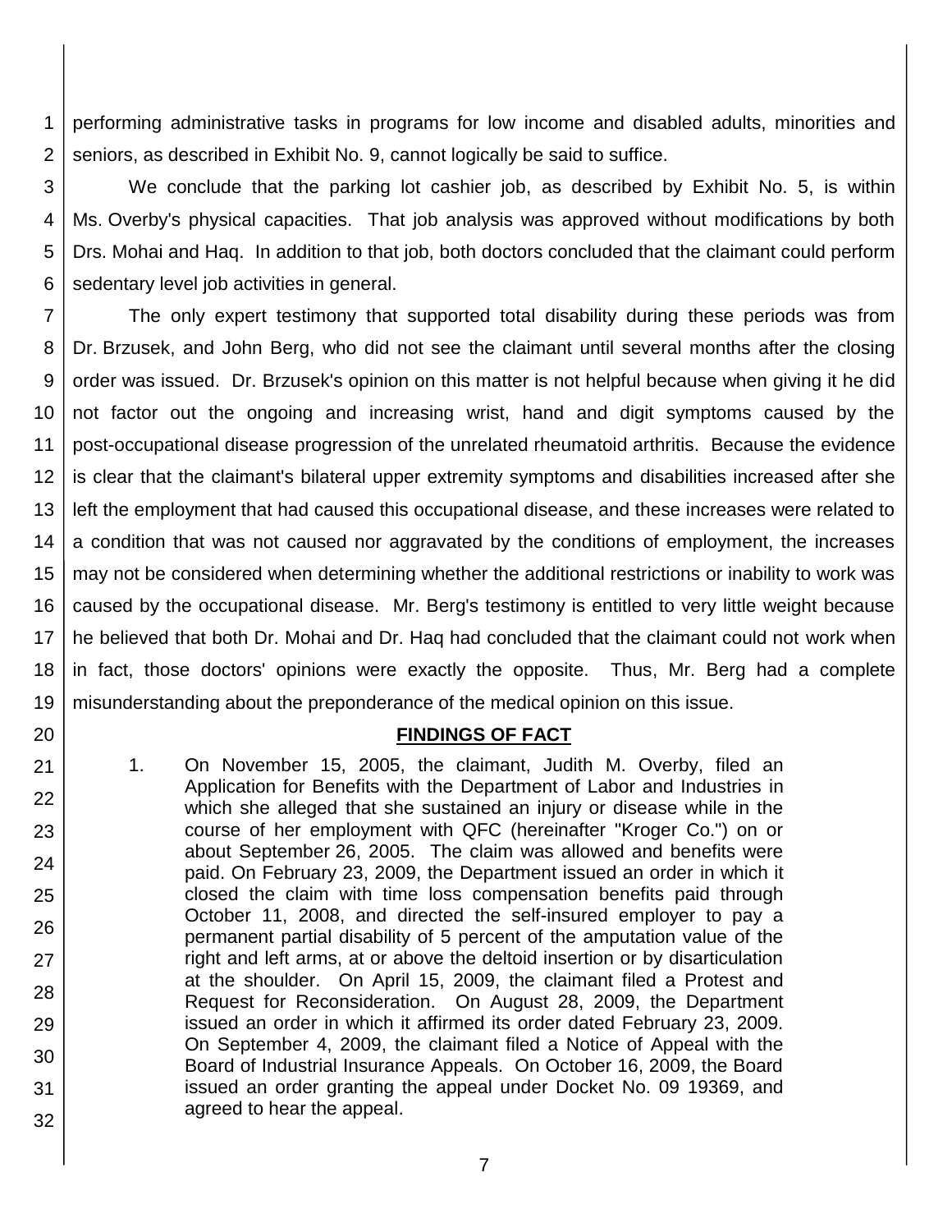performing administrative tasks in programs for low income and disabled adults, minorities and seniors, as described in Exhibit No. 9, cannot logically be said to suffice.

We conclude that the parking lot cashier job, as described by Exhibit No. 5, is within Ms. Overby's physical capacities. That job analysis was approved without modifications by both Drs. Mohai and Haq. In addition to that job, both doctors concluded that the claimant could perform sedentary level job activities in general.

The only expert testimony that supported total disability during these periods was from Dr. Brzusek, and John Berg, who did not see the claimant until several months after the closing order was issued. Dr. Brzusek's opinion on this matter is not helpful because when giving it he did not factor out the ongoing and increasing wrist, hand and digit symptoms caused by the post-occupational disease progression of the unrelated rheumatoid arthritis. Because the evidence is clear that the claimant's bilateral upper extremity symptoms and disabilities increased after she left the employment that had caused this occupational disease, and these increases were related to a condition that was not caused nor aggravated by the conditions of employment, the increases may not be considered when determining whether the additional restrictions or inability to work was caused by the occupational disease. Mr. Berg's testimony is entitled to very little weight because he believed that both Dr. Mohai and Dr. Haq had concluded that the claimant could not work when in fact, those doctors' opinions were exactly the opposite. Thus, Mr. Berg had a complete misunderstanding about the preponderance of the medical opinion on this issue.

## FINDINGS OF FACT

1. On November 15, 2005, the claimant, Judith M. Overby, filed an Application for Benefits with the Department of Labor and Industries in which she alleged that she sustained an injury or disease while in the course of her employment with QFC (hereinafter "Kroger Co.") on or about September 26, 2005. The claim was allowed and benefits were paid. On February 23, 2009, the Department issued an order in which it closed the claim with time loss compensation benefits paid through October 11, 2008, and directed the self-insured employer to pay a permanent partial disability of 5 percent of the amputation value of the right and left arms, at or above the deltoid insertion or by disarticulation at the shoulder. On April 15, 2009, the claimant filed a Protest and Request for Reconsideration. On August 28, 2009, the Department issued an order in which it affirmed its order dated February 23, 2009. On September 4, 2009, the claimant filed a Notice of Appeal with the Board of Industrial Insurance Appeals. On October 16, 2009, the Board issued an order granting the appeal under Docket No. 09 19369, and agreed to hear the appeal.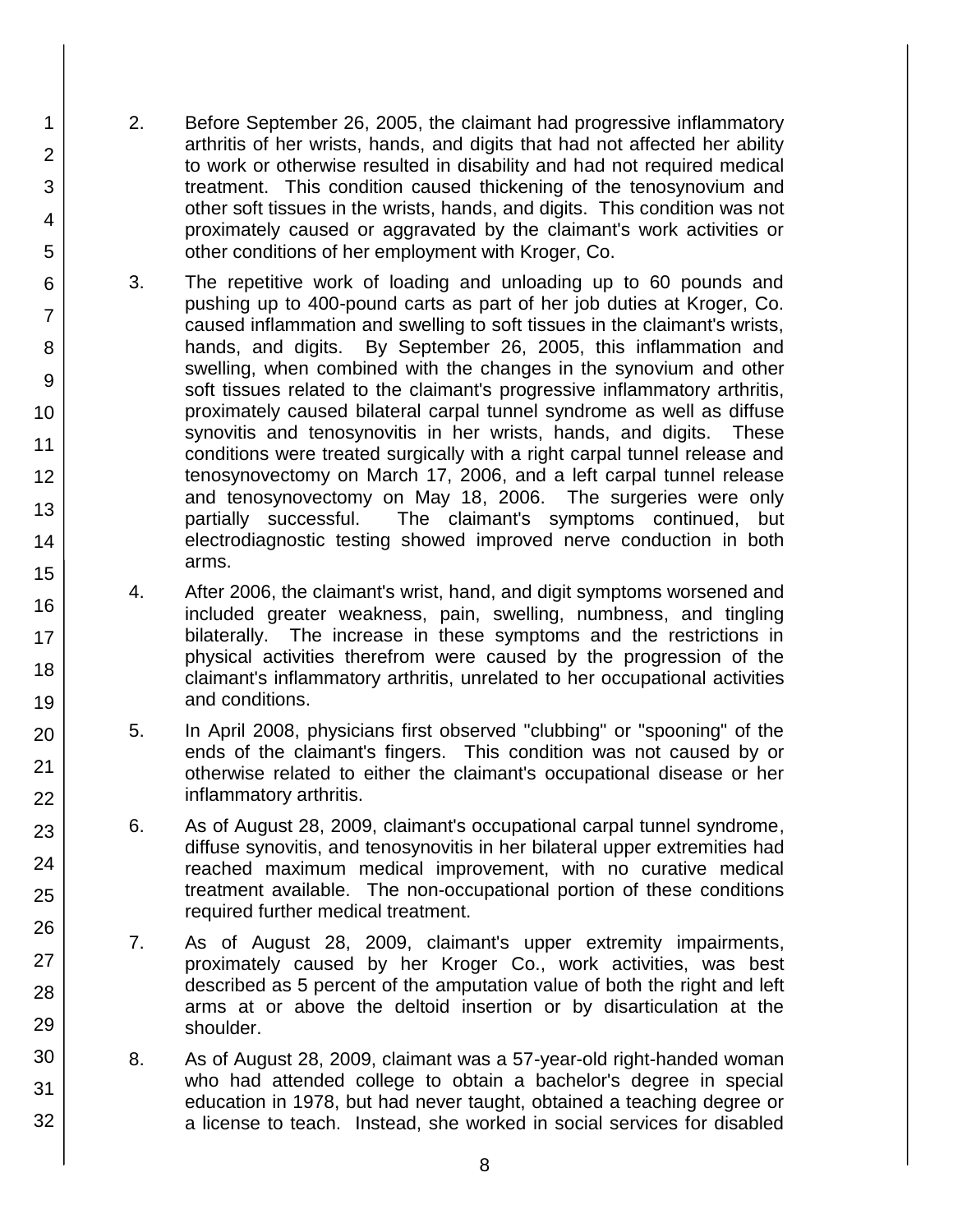2. Before September 26, 2005, the claimant had progressive inflammatory arthritis of her wrists, hands, and digits that had not affected her ability to work or otherwise resulted in disability and had not required medical treatment. This condition caused thickening of the tenosynovium and other soft tissues in the wrists, hands, and digits. This condition was not proximately caused or aggravated by the claimant's work activities or other conditions of her employment with Kroger, Co.

3. The repetitive work of loading and unloading up to 60 pounds and pushing up to 400-pound carts as part of her job duties at Kroger, Co. caused inflammation and swelling to soft tissues in the claimant's wrists, hands, and digits. By September 26, 2005, this inflammation and swelling, when combined with the changes in the synovium and other soft tissues related to the claimant's progressive inflammatory arthritis, proximately caused bilateral carpal tunnel syndrome as well as diffuse synovitis and tenosynovitis in her wrists, hands, and digits. These conditions were treated surgically with a right carpal tunnel release and tenosynovectomy on March 17, 2006, and a left carpal tunnel release and tenosynovectomy on May 18, 2006. The surgeries were only partially successful. The claimant's symptoms continued, but electrodiagnostic testing showed improved nerve conduction in both arms.

4. After 2006, the claimant's wrist, hand, and digit symptoms worsened and included greater weakness, pain, swelling, numbness, and tingling bilaterally. The increase in these symptoms and the restrictions in physical activities therefrom were caused by the progression of the claimant's inflammatory arthritis, unrelated to her occupational activities and conditions.

5. In April 2008, physicians first observed "clubbing" or "spooning" of the ends of the claimant's fingers. This condition was not caused by or otherwise related to either the claimant's occupational disease or her inflammatory arthritis.

6. As of August 28, 2009, claimant's occupational carpal tunnel syndrome, diffuse synovitis, and tenosynovitis in her bilateral upper extremities had reached maximum medical improvement, with no curative medical treatment available. The non-occupational portion of these conditions required further medical treatment.

7. As of August 28, 2009, claimant's upper extremity impairments, proximately caused by her Kroger Co., work activities, was best described as 5 percent of the amputation value of both the right and left arms at or above the deltoid insertion or by disarticulation at the shoulder.

8. As of August 28, 2009, claimant was a 57-year-old right-handed woman who had attended college to obtain a bachelor's degree in special education in 1978, but had never taught, obtained a teaching degree or a license to teach. Instead, she worked in social services for disabled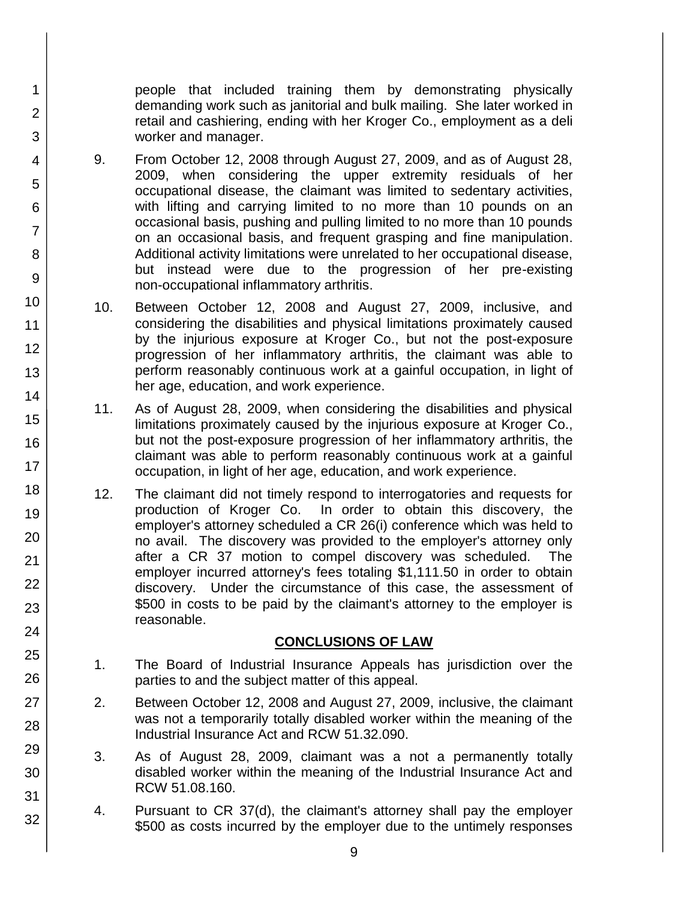people that included training them by demonstrating physically demanding work such as janitorial and bulk mailing. She later worked in retail and cashiering, ending with her Kroger Co., employment as a deli worker and manager.

9. From October 12, 2008 through August 27, 2009, and as of August 28, 2009, when considering the upper extremity residuals of her occupational disease, the claimant was limited to sedentary activities, with lifting and carrying limited to no more than 10 pounds on an occasional basis, pushing and pulling limited to no more than 10 pounds on an occasional basis, and frequent grasping and fine manipulation. Additional activity limitations were unrelated to her occupational disease, but instead were due to the progression of her pre-existing non-occupational inflammatory arthritis.

10. Between October 12, 2008 and August 27, 2009, inclusive, and considering the disabilities and physical limitations proximately caused by the injurious exposure at Kroger Co., but not the post-exposure progression of her inflammatory arthritis, the claimant was able to perform reasonably continuous work at a gainful occupation, in light of her age, education, and work experience.

11. As of August 28, 2009, when considering the disabilities and physical limitations proximately caused by the injurious exposure at Kroger Co., but not the post-exposure progression of her inflammatory arthritis, the claimant was able to perform reasonably continuous work at a gainful occupation, in light of her age, education, and work experience.

12. The claimant did not timely respond to interrogatories and requests for production of Kroger Co. In order to obtain this discovery, the employer's attorney scheduled a CR 26(i) conference which was held to no avail. The discovery was provided to the employer's attorney only after a CR 37 motion to compel discovery was scheduled. The employer incurred attorney's fees totaling $1,111.50 in order to obtain discovery. Under the circumstance of this case, the assessment of $500 in costs to be paid by the claimant's attorney to the employer is reasonable.

## CONCLUSIONS OF LAW

1. The Board of Industrial Insurance Appeals has jurisdiction over the parties to and the subject matter of this appeal.

2. Between October 12, 2008 and August 27, 2009, inclusive, the claimant was not a temporarily totally disabled worker within the meaning of the Industrial Insurance Act and RCW 51.32.090.

3. As of August 28, 2009, claimant was a not a permanently totally disabled worker within the meaning of the Industrial Insurance Act and RCW 51.08.160.

4. Pursuant to CR 37(d), the claimant's attorney shall pay the employer $500 as costs incurred by the employer due to the untimely responses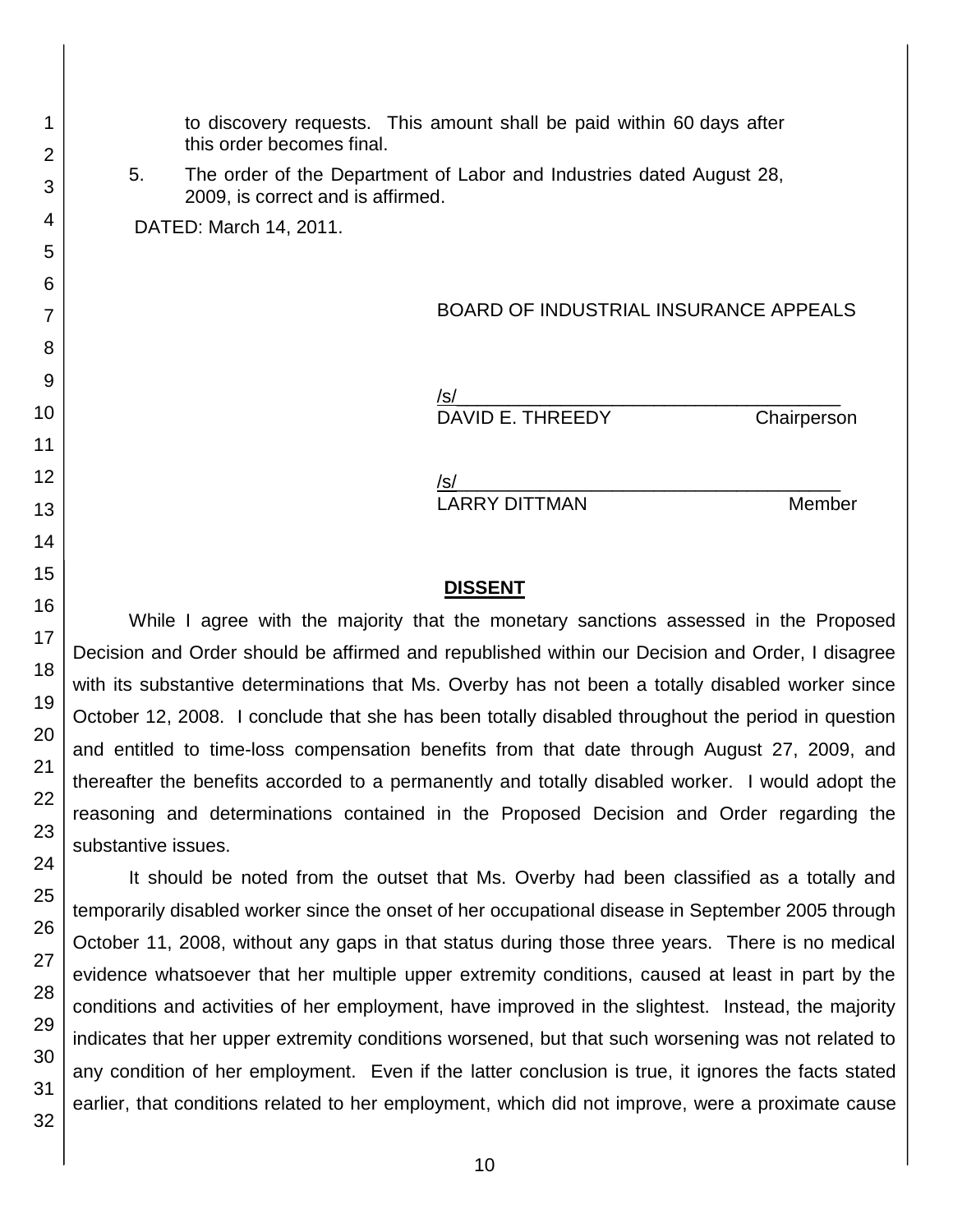to discovery requests. This amount shall be paid within 60 days after this order becomes final.

5. The order of the Department of Labor and Industries dated August 28, 2009, is correct and is affirmed.

DATED: March 14, 2011.

BOARD OF INDUSTRIAL INSURANCE APPEALS

/s/_______________________________________
DAVID E. THREEDY Chairperson

/s/_______________________________________
LARRY DITTMAN Member

## DISSENT

While I agree with the majority that the monetary sanctions assessed in the Proposed Decision and Order should be affirmed and republished within our Decision and Order, I disagree with its substantive determinations that Ms. Overby has not been a totally disabled worker since October 12, 2008. I conclude that she has been totally disabled throughout the period in question and entitled to time-loss compensation benefits from that date through August 27, 2009, and thereafter the benefits accorded to a permanently and totally disabled worker. I would adopt the reasoning and determinations contained in the Proposed Decision and Order regarding the substantive issues.

It should be noted from the outset that Ms. Overby had been classified as a totally and temporarily disabled worker since the onset of her occupational disease in September 2005 through October 11, 2008, without any gaps in that status during those three years. There is no medical evidence whatsoever that her multiple upper extremity conditions, caused at least in part by the conditions and activities of her employment, have improved in the slightest. Instead, the majority indicates that her upper extremity conditions worsened, but that such worsening was not related to any condition of her employment. Even if the latter conclusion is true, it ignores the facts stated earlier, that conditions related to her employment, which did not improve, were a proximate cause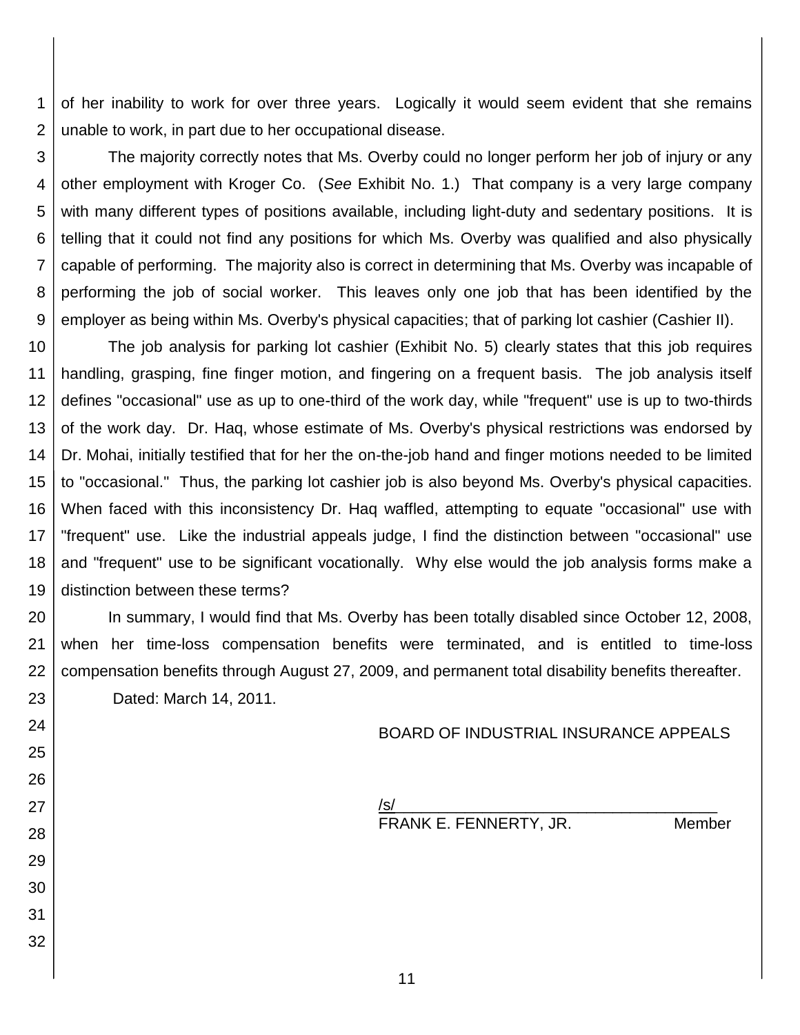of her inability to work for over three years. Logically it would seem evident that she remains unable to work, in part due to her occupational disease.

The majority correctly notes that Ms. Overby could no longer perform her job of injury or any other employment with Kroger Co. (*See* Exhibit No. 1.) That company is a very large company with many different types of positions available, including light-duty and sedentary positions. It is telling that it could not find any positions for which Ms. Overby was qualified and also physically capable of performing. The majority also is correct in determining that Ms. Overby was incapable of performing the job of social worker. This leaves only one job that has been identified by the employer as being within Ms. Overby's physical capacities; that of parking lot cashier (Cashier II).

The job analysis for parking lot cashier (Exhibit No. 5) clearly states that this job requires handling, grasping, fine finger motion, and fingering on a frequent basis. The job analysis itself defines "occasional" use as up to one-third of the work day, while "frequent" use is up to two-thirds of the work day. Dr. Haq, whose estimate of Ms. Overby's physical restrictions was endorsed by Dr. Mohai, initially testified that for her the on-the-job hand and finger motions needed to be limited to "occasional." Thus, the parking lot cashier job is also beyond Ms. Overby's physical capacities. When faced with this inconsistency Dr. Haq waffled, attempting to equate "occasional" use with "frequent" use. Like the industrial appeals judge, I find the distinction between "occasional" use and "frequent" use to be significant vocationally. Why else would the job analysis forms make a distinction between these terms?

In summary, I would find that Ms. Overby has been totally disabled since October 12, 2008, when her time-loss compensation benefits were terminated, and is entitled to time-loss compensation benefits through August 27, 2009, and permanent total disability benefits thereafter.

Dated: March 14, 2011.

BOARD OF INDUSTRIAL INSURANCE APPEALS

/s/\_\_\_\_\_\_\_\_\_\_\_\_\_\_\_\_\_\_\_\_\_\_\_\_\_\_\_\_\_\_\_\_\_\_\_\_

FRANK E. FENNERTY, JR. Member